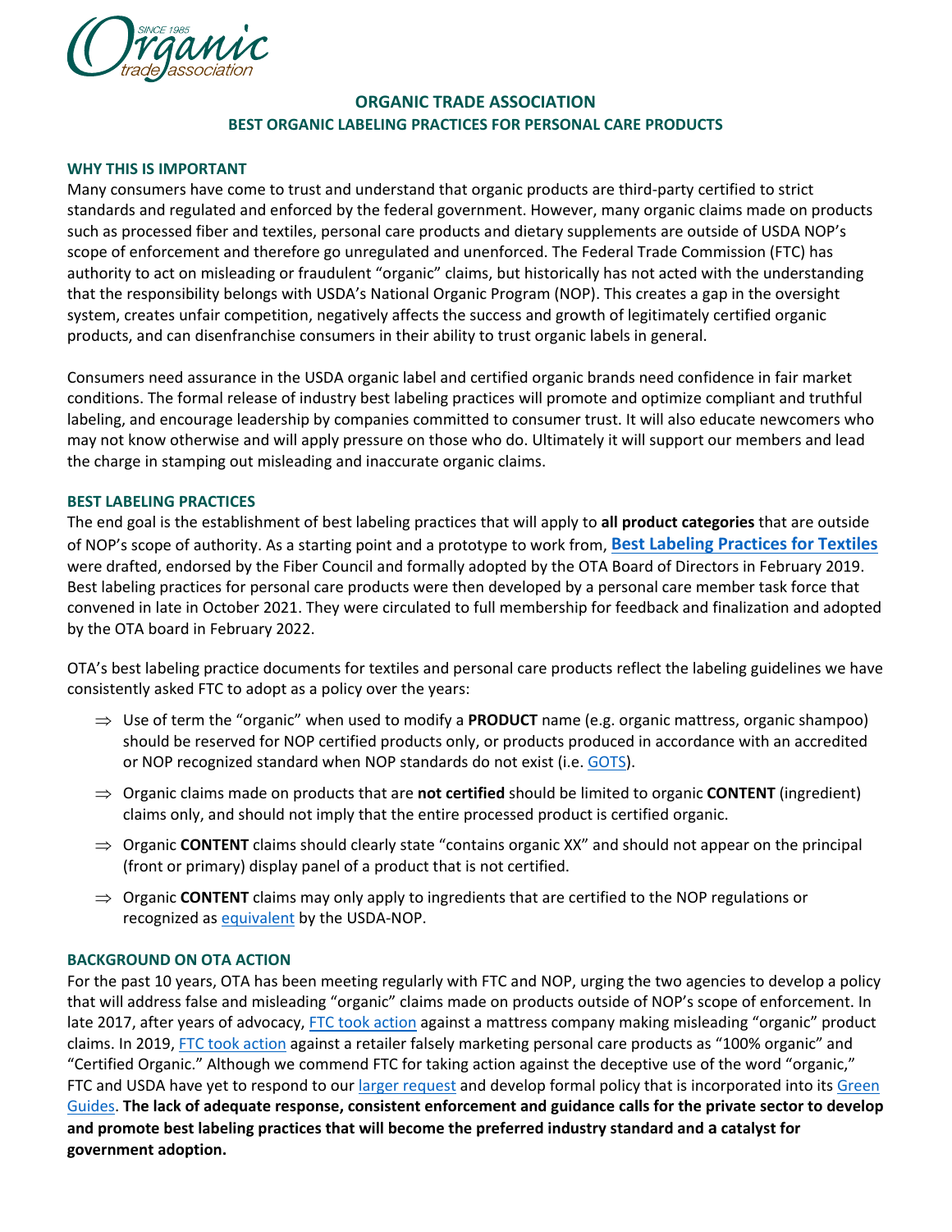# ORGANIC TRADE ASSOCIATION

## BEST ORGANIC LABELING PRACTICES FOR PERSONAL CARE PRODUCTS

### WHY THIS IS IMPORTANT

Many consumers have come to trust and understand that organic products are third-party certified to strict standards and regulated and enforced by the federal government. However, many organic claims made on products such as processed fiber and textiles, personal care products and dietary supplements are outside of USDA NOP's scope of enforcement and therefore go unregulated and unenforced. The Federal Trade Commission (FTC) has authority to act on misleading or fraudulent "organic" claims, but historically has not acted with the understanding that the responsibility belongs with USDA's National Organic Program (NOP). This creates a gap in the oversight system, creates unfair competition, negatively affects the success and growth of legitimately certified organic products, and can disenfranchise consumers in their ability to trust organic labels in general.

Consumers need assurance in the USDA organic label and certified organic brands need confidence in fair market conditions. The formal release of industry best labeling practices will promote and optimize compliant and truthful labeling, and encourage leadership by companies committed to consumer trust. It will also educate newcomers who may not know otherwise and will apply pressure on those who do. Ultimately it will support our members and lead the charge in stamping out misleading and inaccurate organic claims.

### BEST LABELING PRACTICES

The end goal is the establishment of best labeling practices that will apply to **all product categories** that are outside of NOP's scope of authority. As a starting point and a prototype to work from, **Best Labeling Practices for Textiles** were drafted, endorsed by the Fiber Council and formally adopted by the OTA Board of Directors in February 2019. Best labeling practices for personal care products were then developed by a personal care member task force that convened in late in October 2021. They were circulated to full membership for feedback and finalization and adopted by the OTA board in February 2022.

OTA's best labeling practice documents for textiles and personal care products reflect the labeling guidelines we have consistently asked FTC to adopt as a policy over the years:

- ⇒ Use of term the "organic" when used to modify a **PRODUCT** name (e.g. organic mattress, organic shampoo) should be reserved for NOP certified products only, or products produced in accordance with an accredited or NOP recognized standard when NOP standards do not exist (i.e. GOTS).
- ⇒ Organic claims made on products that are **not certified** should be limited to organic **CONTENT** (ingredient) claims only, and should not imply that the entire processed product is certified organic.
- ⇒ Organic **CONTENT** claims should clearly state "contains organic XX" and should not appear on the principal (front or primary) display panel of a product that is not certified.
- ⇒ Organic **CONTENT** claims may only apply to ingredients that are certified to the NOP regulations or recognized as equivalent by the USDA-NOP.

### BACKGROUND ON OTA ACTION

For the past 10 years, OTA has been meeting regularly with FTC and NOP, urging the two agencies to develop a policy that will address false and misleading "organic" claims made on products outside of NOP's scope of enforcement. In late 2017, after years of advocacy, FTC took action against a mattress company making misleading "organic" product claims. In 2019, FTC took action against a retailer falsely marketing personal care products as "100% organic" and "Certified Organic." Although we commend FTC for taking action against the deceptive use of the word "organic," FTC and USDA have yet to respond to our larger request and develop formal policy that is incorporated into its Green Guides. **The lack of adequate response, consistent enforcement and guidance calls for the private sector to develop and promote best labeling practices that will become the preferred industry standard and a catalyst for government adoption.**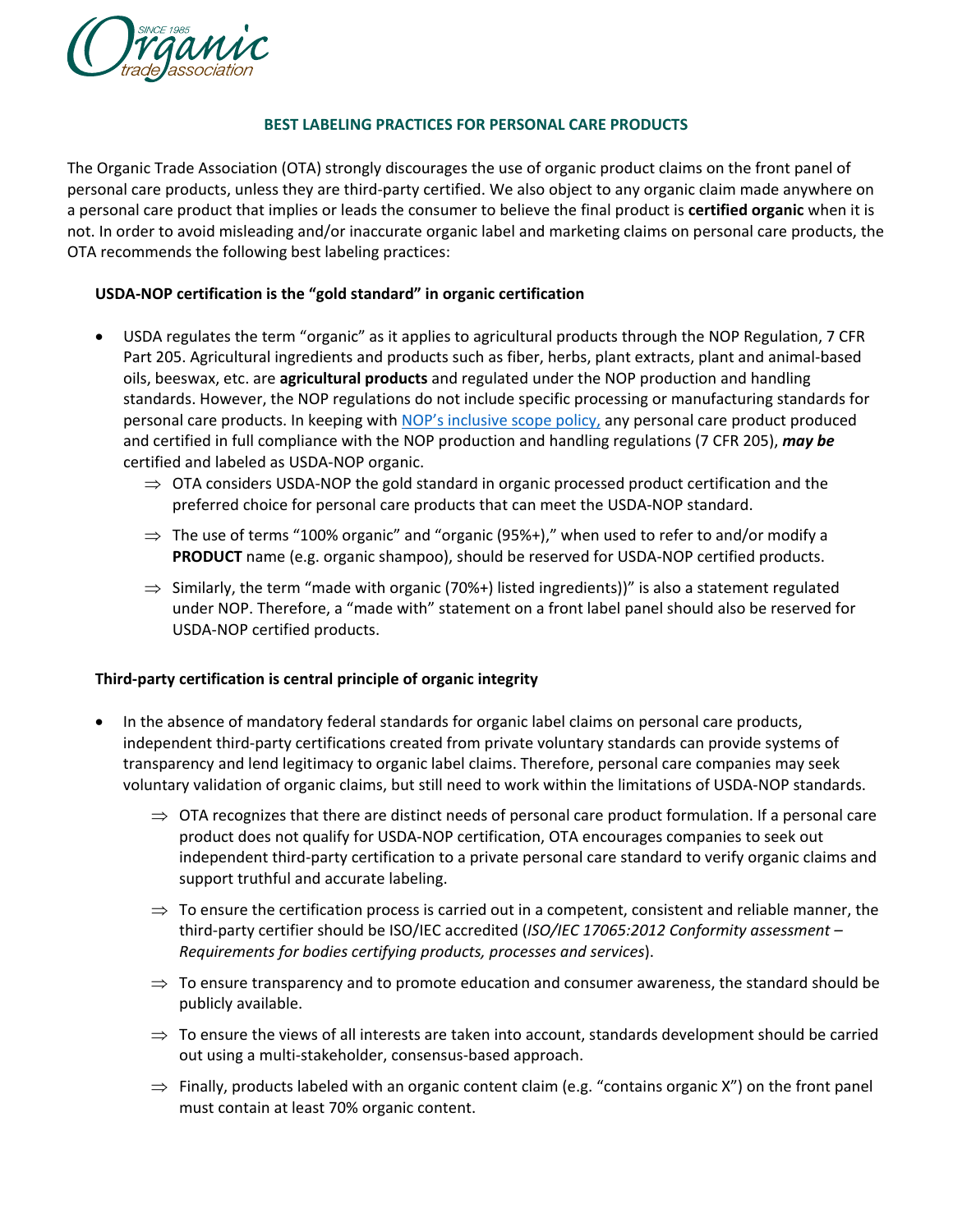## BEST LABELING PRACTICES FOR PERSONAL CARE PRODUCTS

The Organic Trade Association (OTA) strongly discourages the use of organic product claims on the front panel of personal care products, unless they are third-party certified. We also object to any organic claim made anywhere on a personal care product that implies or leads the consumer to believe the final product is **certified organic** when it is not. In order to avoid misleading and/or inaccurate organic label and marketing claims on personal care products, the OTA recommends the following best labeling practices:

### USDA-NOP certification is the "gold standard" in organic certification

- USDA regulates the term "organic" as it applies to agricultural products through the NOP Regulation, 7 CFR Part 205. Agricultural ingredients and products such as fiber, herbs, plant extracts, plant and animal-based oils, beeswax, etc. are **agricultural products** and regulated under the NOP production and handling standards. However, the NOP regulations do not include specific processing or manufacturing standards for personal care products. In keeping with NOP's inclusive scope policy, any personal care product produced and certified in full compliance with the NOP production and handling regulations (7 CFR 205), ***may be*** certified and labeled as USDA-NOP organic.
  - ⇒ OTA considers USDA-NOP the gold standard in organic processed product certification and the preferred choice for personal care products that can meet the USDA-NOP standard.
  - ⇒ The use of terms "100% organic" and "organic (95%+)," when used to refer to and/or modify a **PRODUCT** name (e.g. organic shampoo), should be reserved for USDA-NOP certified products.
  - ⇒ Similarly, the term "made with organic (70%+) listed ingredients))" is also a statement regulated under NOP. Therefore, a "made with" statement on a front label panel should also be reserved for USDA-NOP certified products.

### Third-party certification is central principle of organic integrity

- In the absence of mandatory federal standards for organic label claims on personal care products, independent third-party certifications created from private voluntary standards can provide systems of transparency and lend legitimacy to organic label claims. Therefore, personal care companies may seek voluntary validation of organic claims, but still need to work within the limitations of USDA-NOP standards.
  - ⇒ OTA recognizes that there are distinct needs of personal care product formulation. If a personal care product does not qualify for USDA-NOP certification, OTA encourages companies to seek out independent third-party certification to a private personal care standard to verify organic claims and support truthful and accurate labeling.
  - ⇒ To ensure the certification process is carried out in a competent, consistent and reliable manner, the third-party certifier should be ISO/IEC accredited (*ISO/IEC 17065:2012 Conformity assessment – Requirements for bodies certifying products, processes and services*).
  - ⇒ To ensure transparency and to promote education and consumer awareness, the standard should be publicly available.
  - ⇒ To ensure the views of all interests are taken into account, standards development should be carried out using a multi-stakeholder, consensus-based approach.
  - ⇒ Finally, products labeled with an organic content claim (e.g. "contains organic X") on the front panel must contain at least 70% organic content.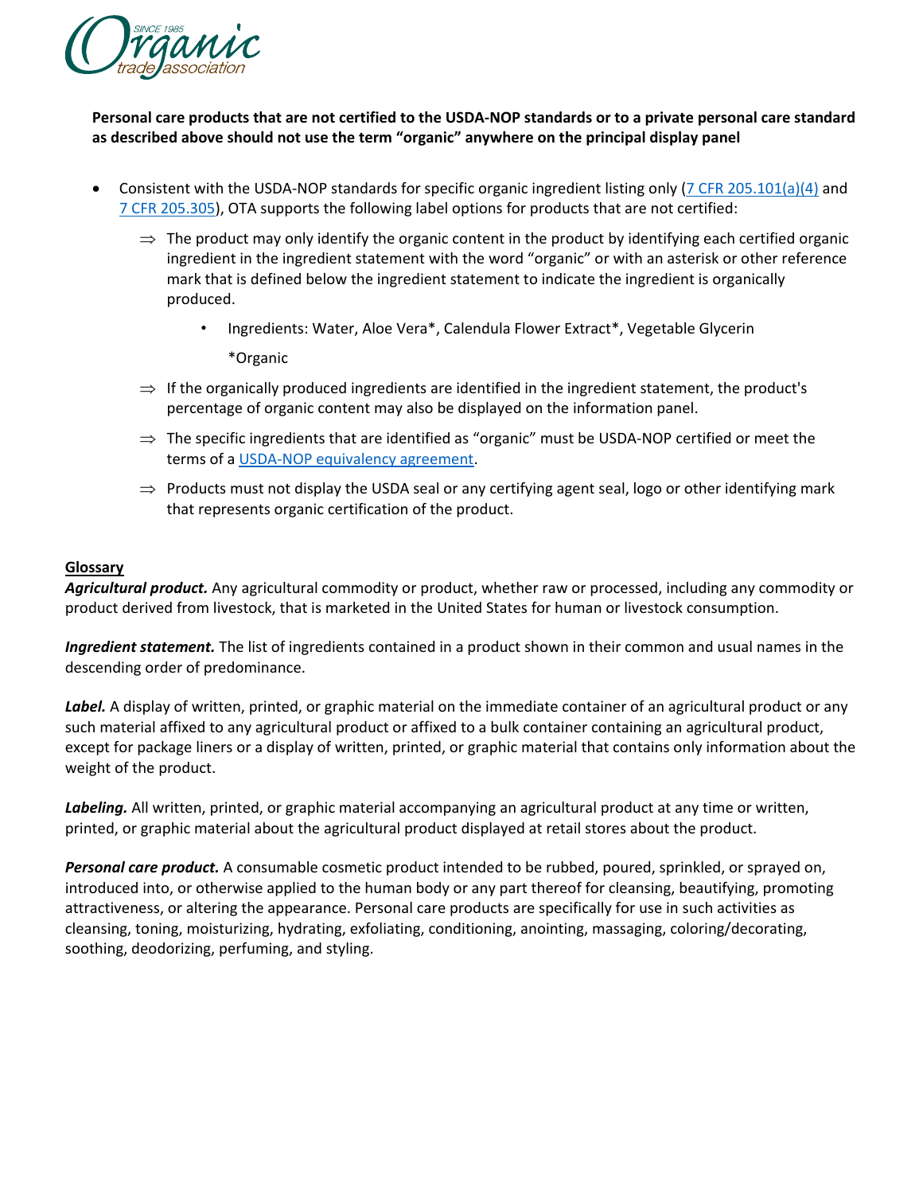**Personal care products that are not certified to the USDA-NOP standards or to a private personal care standard as described above should not use the term "organic" anywhere on the principal display panel**

- Consistent with the USDA-NOP standards for specific organic ingredient listing only (7 CFR 205.101(a)(4) and 7 CFR 205.305), OTA supports the following label options for products that are not certified:
  - ⇒ The product may only identify the organic content in the product by identifying each certified organic ingredient in the ingredient statement with the word "organic" or with an asterisk or other reference mark that is defined below the ingredient statement to indicate the ingredient is organically produced.
    - Ingredients: Water, Aloe Vera*, Calendula Flower Extract*, Vegetable Glycerin

      *Organic
  - ⇒ If the organically produced ingredients are identified in the ingredient statement, the product's percentage of organic content may also be displayed on the information panel.
  - ⇒ The specific ingredients that are identified as "organic" must be USDA-NOP certified or meet the terms of a USDA-NOP equivalency agreement.
  - ⇒ Products must not display the USDA seal or any certifying agent seal, logo or other identifying mark that represents organic certification of the product.

## Glossary

***Agricultural product.*** Any agricultural commodity or product, whether raw or processed, including any commodity or product derived from livestock, that is marketed in the United States for human or livestock consumption.

***Ingredient statement.*** The list of ingredients contained in a product shown in their common and usual names in the descending order of predominance.

***Label.*** A display of written, printed, or graphic material on the immediate container of an agricultural product or any such material affixed to any agricultural product or affixed to a bulk container containing an agricultural product, except for package liners or a display of written, printed, or graphic material that contains only information about the weight of the product.

***Labeling.*** All written, printed, or graphic material accompanying an agricultural product at any time or written, printed, or graphic material about the agricultural product displayed at retail stores about the product.

***Personal care product.*** A consumable cosmetic product intended to be rubbed, poured, sprinkled, or sprayed on, introduced into, or otherwise applied to the human body or any part thereof for cleansing, beautifying, promoting attractiveness, or altering the appearance. Personal care products are specifically for use in such activities as cleansing, toning, moisturizing, hydrating, exfoliating, conditioning, anointing, massaging, coloring/decorating, soothing, deodorizing, perfuming, and styling.